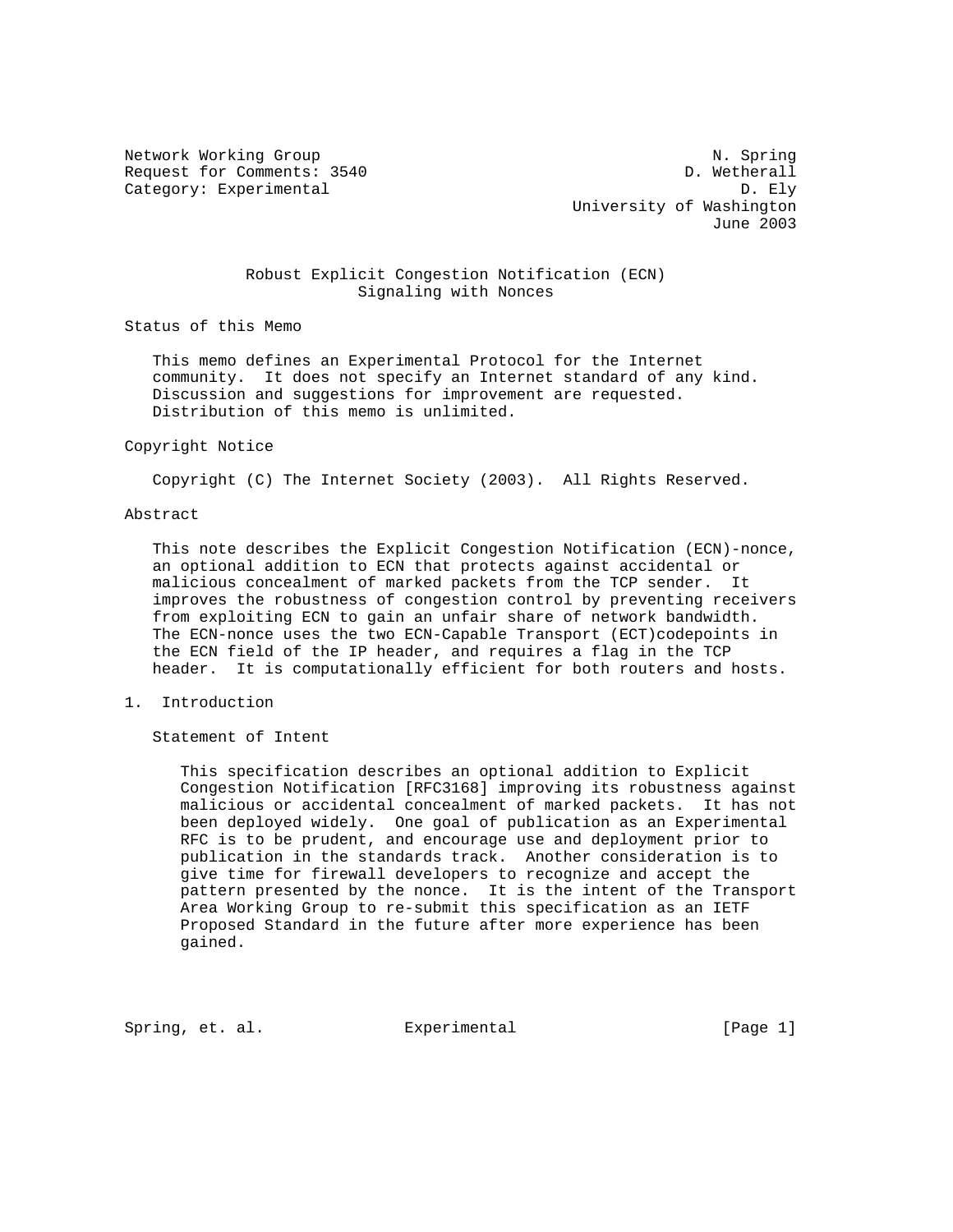Network Working Group N. Spring
Request for Comments: 3540 D. Wetherall
Category: Experimental D. Ely
University of Washington
June 2003

# Robust Explicit Congestion Notification (ECN) Signaling with Nonces

## Status of this Memo

This memo defines an Experimental Protocol for the Internet community. It does not specify an Internet standard of any kind. Discussion and suggestions for improvement are requested. Distribution of this memo is unlimited.

## Copyright Notice

Copyright (C) The Internet Society (2003). All Rights Reserved.

## Abstract

This note describes the Explicit Congestion Notification (ECN)-nonce, an optional addition to ECN that protects against accidental or malicious concealment of marked packets from the TCP sender. It improves the robustness of congestion control by preventing receivers from exploiting ECN to gain an unfair share of network bandwidth. The ECN-nonce uses the two ECN-Capable Transport (ECT)codepoints in the ECN field of the IP header, and requires a flag in the TCP header. It is computationally efficient for both routers and hosts.

## 1. Introduction

### Statement of Intent

This specification describes an optional addition to Explicit Congestion Notification [RFC3168] improving its robustness against malicious or accidental concealment of marked packets. It has not been deployed widely. One goal of publication as an Experimental RFC is to be prudent, and encourage use and deployment prior to publication in the standards track. Another consideration is to give time for firewall developers to recognize and accept the pattern presented by the nonce. It is the intent of the Transport Area Working Group to re-submit this specification as an IETF Proposed Standard in the future after more experience has been gained.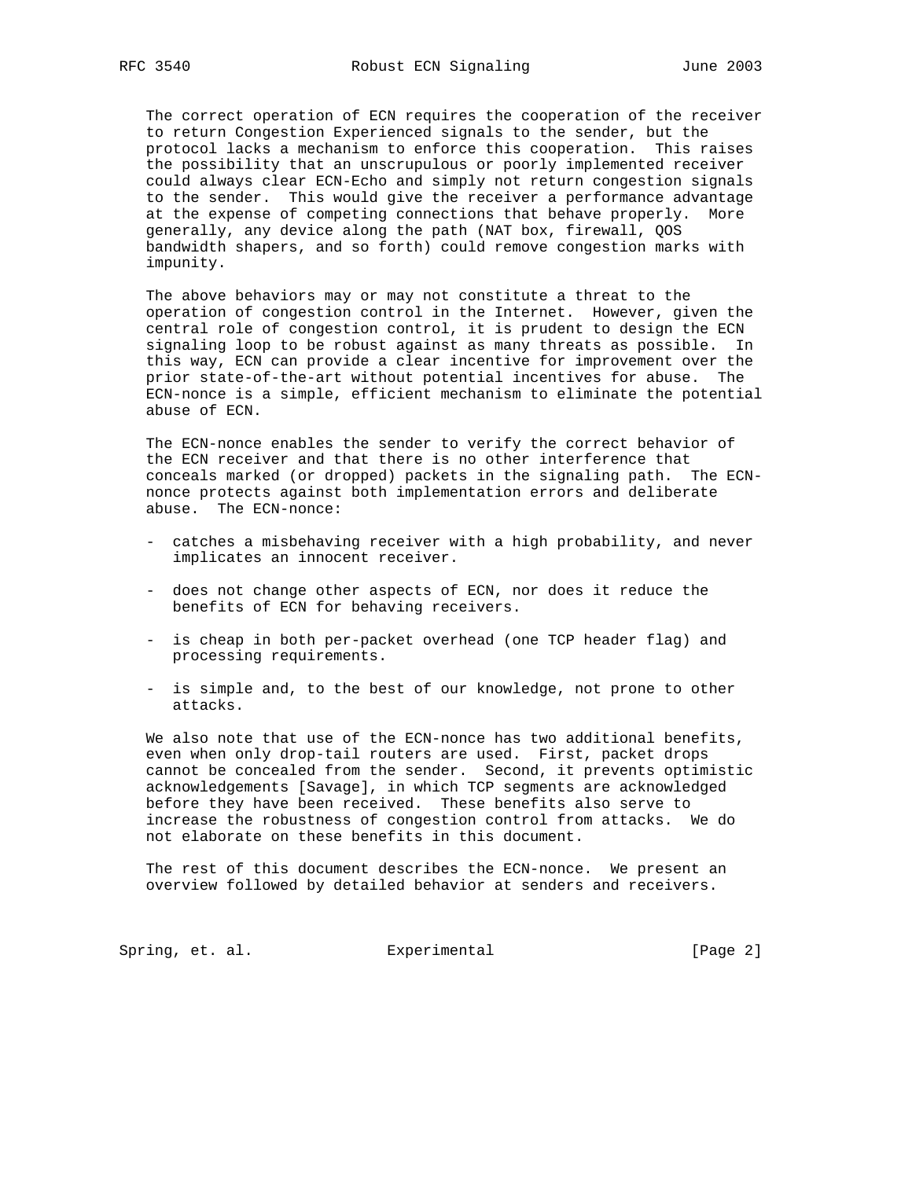The correct operation of ECN requires the cooperation of the receiver to return Congestion Experienced signals to the sender, but the protocol lacks a mechanism to enforce this cooperation. This raises the possibility that an unscrupulous or poorly implemented receiver could always clear ECN-Echo and simply not return congestion signals to the sender. This would give the receiver a performance advantage at the expense of competing connections that behave properly. More generally, any device along the path (NAT box, firewall, QOS bandwidth shapers, and so forth) could remove congestion marks with impunity.

The above behaviors may or may not constitute a threat to the operation of congestion control in the Internet. However, given the central role of congestion control, it is prudent to design the ECN signaling loop to be robust against as many threats as possible. In this way, ECN can provide a clear incentive for improvement over the prior state-of-the-art without potential incentives for abuse. The ECN-nonce is a simple, efficient mechanism to eliminate the potential abuse of ECN.

The ECN-nonce enables the sender to verify the correct behavior of the ECN receiver and that there is no other interference that conceals marked (or dropped) packets in the signaling path. The ECN-nonce protects against both implementation errors and deliberate abuse. The ECN-nonce:

- catches a misbehaving receiver with a high probability, and never implicates an innocent receiver.
- does not change other aspects of ECN, nor does it reduce the benefits of ECN for behaving receivers.
- is cheap in both per-packet overhead (one TCP header flag) and processing requirements.
- is simple and, to the best of our knowledge, not prone to other attacks.

We also note that use of the ECN-nonce has two additional benefits, even when only drop-tail routers are used. First, packet drops cannot be concealed from the sender. Second, it prevents optimistic acknowledgements [Savage], in which TCP segments are acknowledged before they have been received. These benefits also serve to increase the robustness of congestion control from attacks. We do not elaborate on these benefits in this document.

The rest of this document describes the ECN-nonce. We present an overview followed by detailed behavior at senders and receivers.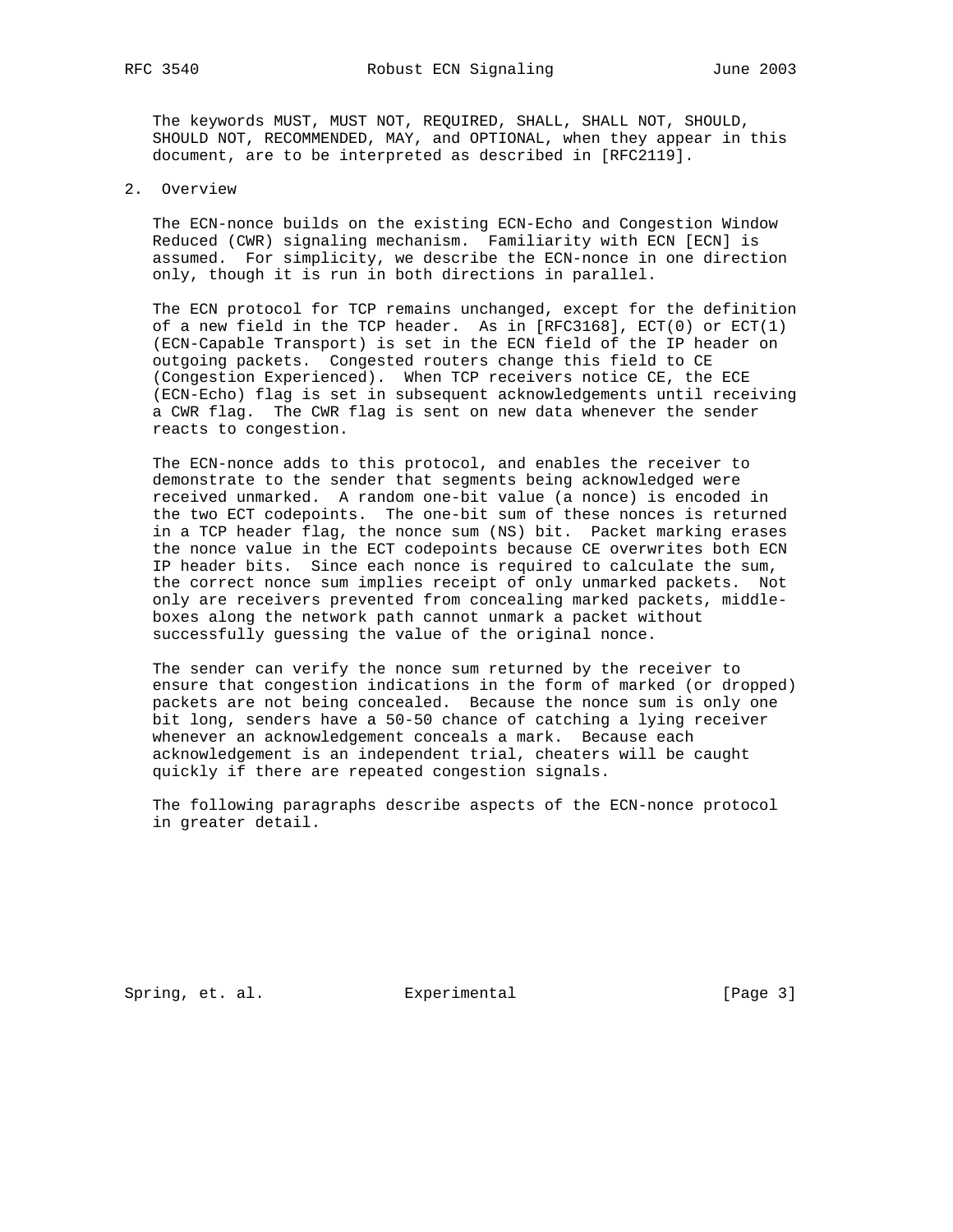The keywords MUST, MUST NOT, REQUIRED, SHALL, SHALL NOT, SHOULD, SHOULD NOT, RECOMMENDED, MAY, and OPTIONAL, when they appear in this document, are to be interpreted as described in [RFC2119].

## 2. Overview

The ECN-nonce builds on the existing ECN-Echo and Congestion Window Reduced (CWR) signaling mechanism. Familiarity with ECN [ECN] is assumed. For simplicity, we describe the ECN-nonce in one direction only, though it is run in both directions in parallel.

The ECN protocol for TCP remains unchanged, except for the definition of a new field in the TCP header. As in [RFC3168], ECT(0) or ECT(1) (ECN-Capable Transport) is set in the ECN field of the IP header on outgoing packets. Congested routers change this field to CE (Congestion Experienced). When TCP receivers notice CE, the ECE (ECN-Echo) flag is set in subsequent acknowledgements until receiving a CWR flag. The CWR flag is sent on new data whenever the sender reacts to congestion.

The ECN-nonce adds to this protocol, and enables the receiver to demonstrate to the sender that segments being acknowledged were received unmarked. A random one-bit value (a nonce) is encoded in the two ECT codepoints. The one-bit sum of these nonces is returned in a TCP header flag, the nonce sum (NS) bit. Packet marking erases the nonce value in the ECT codepoints because CE overwrites both ECN IP header bits. Since each nonce is required to calculate the sum, the correct nonce sum implies receipt of only unmarked packets. Not only are receivers prevented from concealing marked packets, middle-boxes along the network path cannot unmark a packet without successfully guessing the value of the original nonce.

The sender can verify the nonce sum returned by the receiver to ensure that congestion indications in the form of marked (or dropped) packets are not being concealed. Because the nonce sum is only one bit long, senders have a 50-50 chance of catching a lying receiver whenever an acknowledgement conceals a mark. Because each acknowledgement is an independent trial, cheaters will be caught quickly if there are repeated congestion signals.

The following paragraphs describe aspects of the ECN-nonce protocol in greater detail.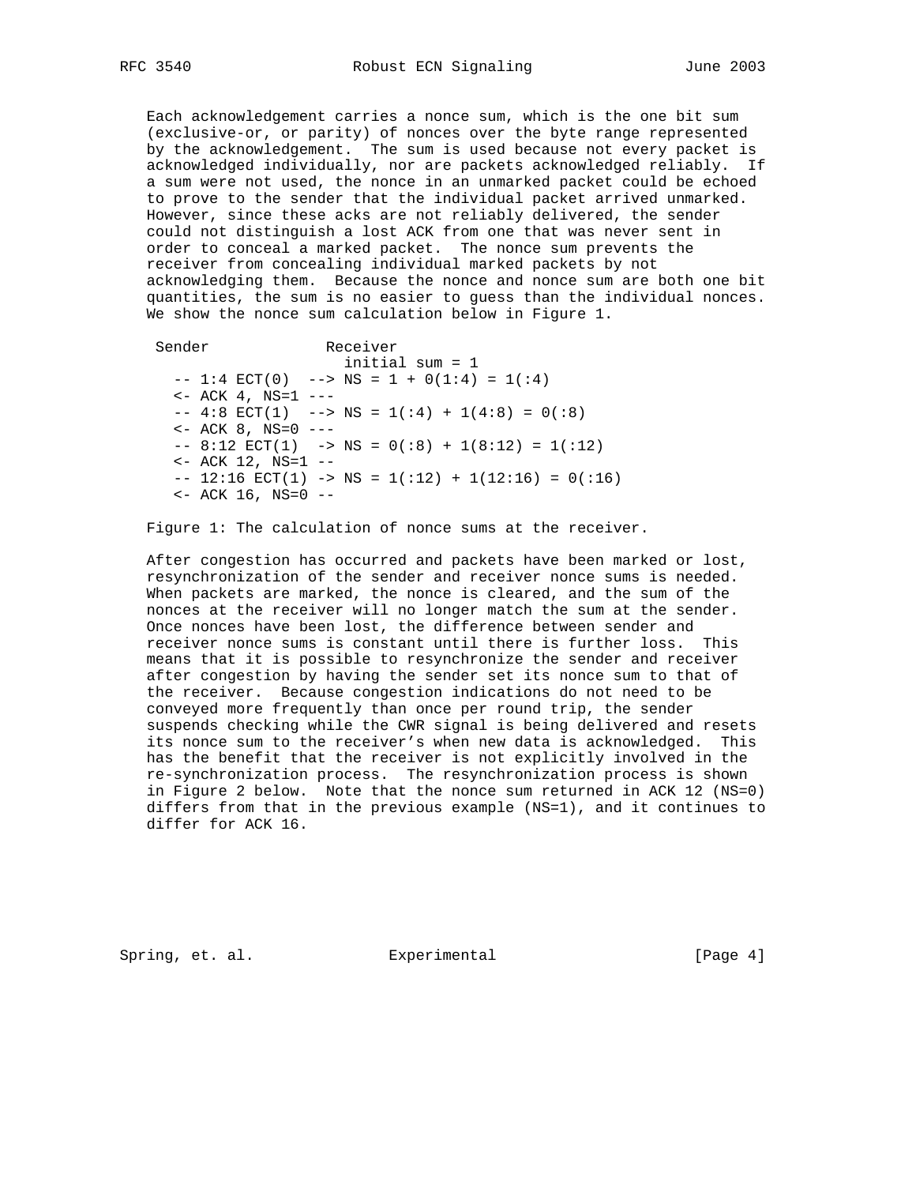Each acknowledgement carries a nonce sum, which is the one bit sum (exclusive-or, or parity) of nonces over the byte range represented by the acknowledgement. The sum is used because not every packet is acknowledged individually, nor are packets acknowledged reliably. If a sum were not used, the nonce in an unmarked packet could be echoed to prove to the sender that the individual packet arrived unmarked. However, since these acks are not reliably delivered, the sender could not distinguish a lost ACK from one that was never sent in order to conceal a marked packet. The nonce sum prevents the receiver from concealing individual marked packets by not acknowledging them. Because the nonce and nonce sum are both one bit quantities, the sum is no easier to guess than the individual nonces. We show the nonce sum calculation below in Figure 1.

```
 Sender             Receiver
                      initial sum = 1
   -- 1:4 ECT(0)  --> NS = 1 + 0(1:4) = 1(:4)
   <- ACK 4, NS=1 ---
   -- 4:8 ECT(1)  --> NS = 1(:4) + 1(4:8) = 0(:8)
   <- ACK 8, NS=0 ---
   -- 8:12 ECT(1)  -> NS = 0(:8) + 1(8:12) = 1(:12)
   <- ACK 12, NS=1 --
   -- 12:16 ECT(1) -> NS = 1(:12) + 1(12:16) = 0(:16)
   <- ACK 16, NS=0 --
```

Figure 1: The calculation of nonce sums at the receiver.

After congestion has occurred and packets have been marked or lost, resynchronization of the sender and receiver nonce sums is needed. When packets are marked, the nonce is cleared, and the sum of the nonces at the receiver will no longer match the sum at the sender. Once nonces have been lost, the difference between sender and receiver nonce sums is constant until there is further loss. This means that it is possible to resynchronize the sender and receiver after congestion by having the sender set its nonce sum to that of the receiver. Because congestion indications do not need to be conveyed more frequently than once per round trip, the sender suspends checking while the CWR signal is being delivered and resets its nonce sum to the receiver's when new data is acknowledged. This has the benefit that the receiver is not explicitly involved in the re-synchronization process. The resynchronization process is shown in Figure 2 below. Note that the nonce sum returned in ACK 12 (NS=0) differs from that in the previous example (NS=1), and it continues to differ for ACK 16.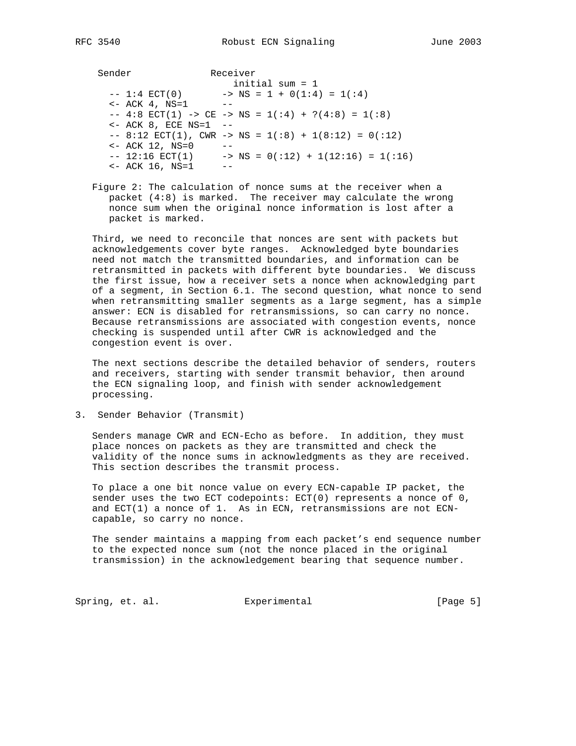```
  Sender              Receiver
                        initial sum = 1
    -- 1:4 ECT(0)       -> NS = 1 + 0(1:4) = 1(:4)
    <- ACK 4, NS=1      --
    -- 4:8 ECT(1) -> CE -> NS = 1(:4) + ?(4:8) = 1(:8)
    <- ACK 8, ECE NS=1  --
    -- 8:12 ECT(1), CWR -> NS = 1(:8) + 1(8:12) = 0(:12)
    <- ACK 12, NS=0     --
    -- 12:16 ECT(1)     -> NS = 0(:12) + 1(12:16) = 1(:16)
    <- ACK 16, NS=1     --
```

Figure 2: The calculation of nonce sums at the receiver when a packet (4:8) is marked. The receiver may calculate the wrong nonce sum when the original nonce information is lost after a packet is marked.

Third, we need to reconcile that nonces are sent with packets but acknowledgements cover byte ranges. Acknowledged byte boundaries need not match the transmitted boundaries, and information can be retransmitted in packets with different byte boundaries. We discuss the first issue, how a receiver sets a nonce when acknowledging part of a segment, in Section 6.1. The second question, what nonce to send when retransmitting smaller segments as a large segment, has a simple answer: ECN is disabled for retransmissions, so can carry no nonce. Because retransmissions are associated with congestion events, nonce checking is suspended until after CWR is acknowledged and the congestion event is over.

The next sections describe the detailed behavior of senders, routers and receivers, starting with sender transmit behavior, then around the ECN signaling loop, and finish with sender acknowledgement processing.

## 3. Sender Behavior (Transmit)

Senders manage CWR and ECN-Echo as before. In addition, they must place nonces on packets as they are transmitted and check the validity of the nonce sums in acknowledgments as they are received. This section describes the transmit process.

To place a one bit nonce value on every ECN-capable IP packet, the sender uses the two ECT codepoints: ECT(0) represents a nonce of 0, and ECT(1) a nonce of 1. As in ECN, retransmissions are not ECN-capable, so carry no nonce.

The sender maintains a mapping from each packet's end sequence number to the expected nonce sum (not the nonce placed in the original transmission) in the acknowledgement bearing that sequence number.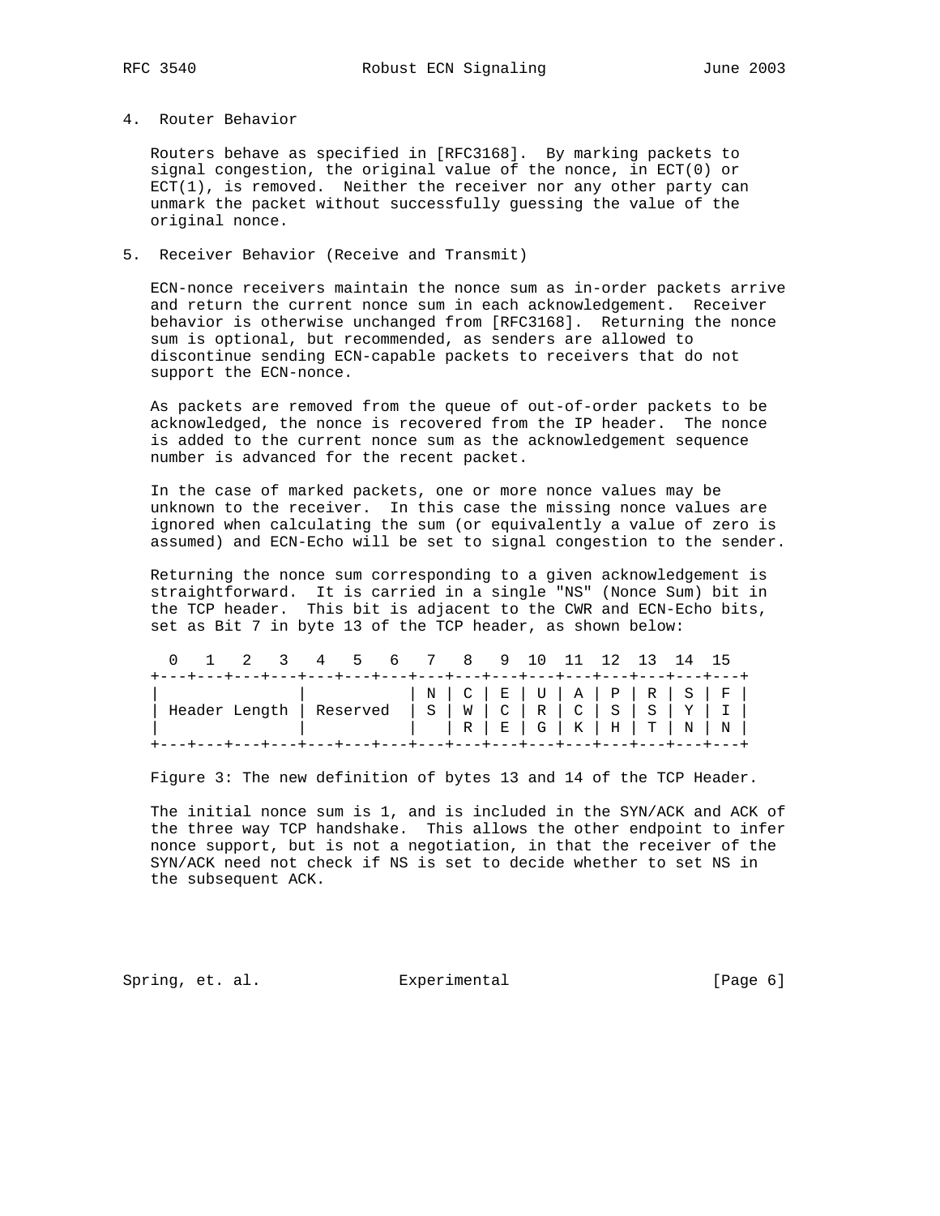## 4. Router Behavior

Routers behave as specified in [RFC3168]. By marking packets to signal congestion, the original value of the nonce, in ECT(0) or ECT(1), is removed. Neither the receiver nor any other party can unmark the packet without successfully guessing the value of the original nonce.

## 5. Receiver Behavior (Receive and Transmit)

ECN-nonce receivers maintain the nonce sum as in-order packets arrive and return the current nonce sum in each acknowledgement. Receiver behavior is otherwise unchanged from [RFC3168]. Returning the nonce sum is optional, but recommended, as senders are allowed to discontinue sending ECN-capable packets to receivers that do not support the ECN-nonce.

As packets are removed from the queue of out-of-order packets to be acknowledged, the nonce is recovered from the IP header. The nonce is added to the current nonce sum as the acknowledgement sequence number is advanced for the recent packet.

In the case of marked packets, one or more nonce values may be unknown to the receiver. In this case the missing nonce values are ignored when calculating the sum (or equivalently a value of zero is assumed) and ECN-Echo will be set to signal congestion to the sender.

Returning the nonce sum corresponding to a given acknowledgement is straightforward. It is carried in a single "NS" (Nonce Sum) bit in the TCP header. This bit is adjacent to the CWR and ECN-Echo bits, set as Bit 7 in byte 13 of the TCP header, as shown below:

```
  0   1   2   3   4   5   6   7   8   9  10  11  12  13  14  15
+---+---+---+---+---+---+---+---+---+---+---+---+---+---+---+---+
|               |           | N | C | E | U | A | P | R | S | F |
| Header Length | Reserved  | S | W | C | R | C | S | S | Y | I |
|               |           |   | R | E | G | K | H | T | N | N |
+---+---+---+---+---+---+---+---+---+---+---+---+---+---+---+---+
```

Figure 3: The new definition of bytes 13 and 14 of the TCP Header.

The initial nonce sum is 1, and is included in the SYN/ACK and ACK of the three way TCP handshake. This allows the other endpoint to infer nonce support, but is not a negotiation, in that the receiver of the SYN/ACK need not check if NS is set to decide whether to set NS in the subsequent ACK.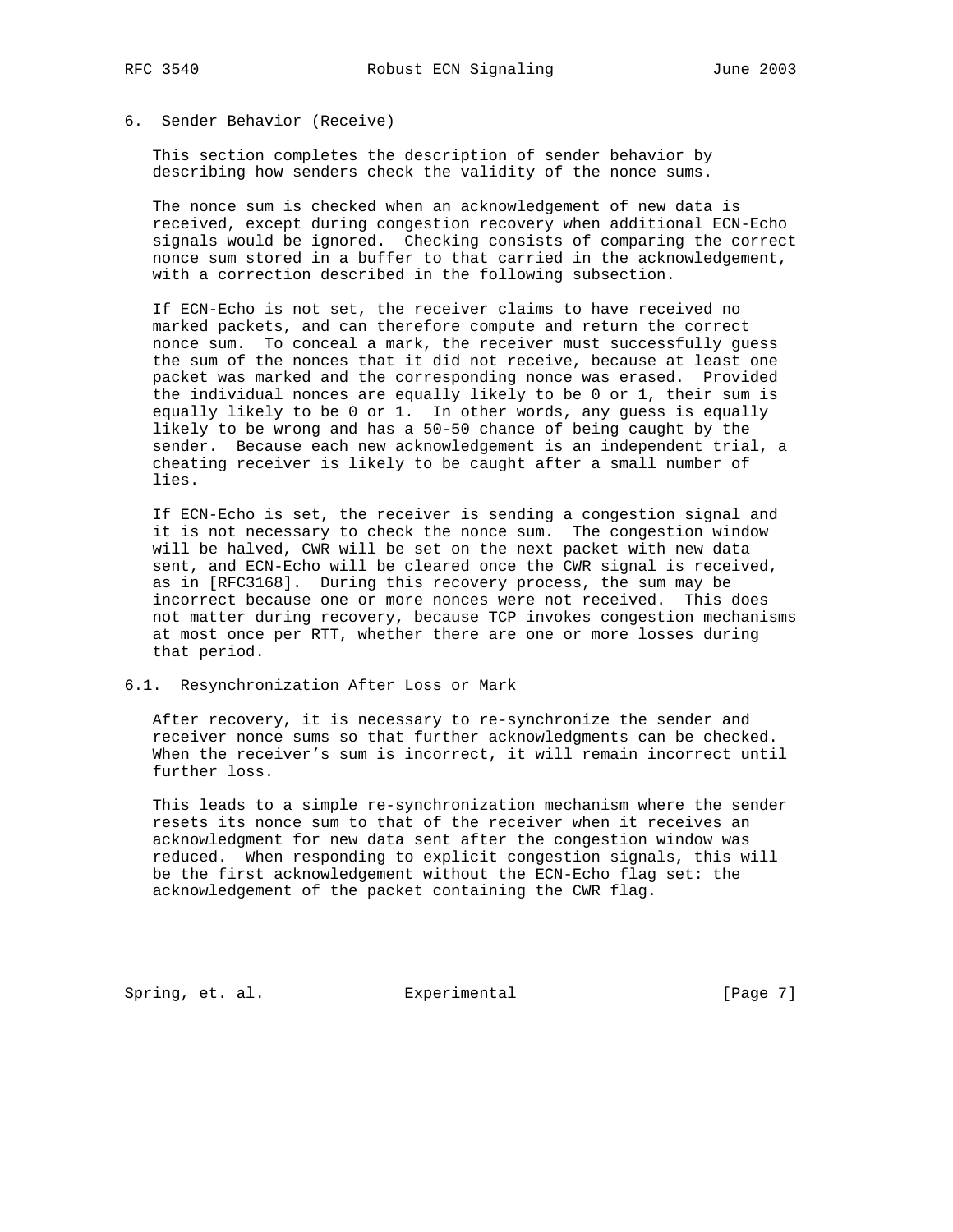## 6. Sender Behavior (Receive)

This section completes the description of sender behavior by describing how senders check the validity of the nonce sums.

The nonce sum is checked when an acknowledgement of new data is received, except during congestion recovery when additional ECN-Echo signals would be ignored. Checking consists of comparing the correct nonce sum stored in a buffer to that carried in the acknowledgement, with a correction described in the following subsection.

If ECN-Echo is not set, the receiver claims to have received no marked packets, and can therefore compute and return the correct nonce sum. To conceal a mark, the receiver must successfully guess the sum of the nonces that it did not receive, because at least one packet was marked and the corresponding nonce was erased. Provided the individual nonces are equally likely to be 0 or 1, their sum is equally likely to be 0 or 1. In other words, any guess is equally likely to be wrong and has a 50-50 chance of being caught by the sender. Because each new acknowledgement is an independent trial, a cheating receiver is likely to be caught after a small number of lies.

If ECN-Echo is set, the receiver is sending a congestion signal and it is not necessary to check the nonce sum. The congestion window will be halved, CWR will be set on the next packet with new data sent, and ECN-Echo will be cleared once the CWR signal is received, as in [RFC3168]. During this recovery process, the sum may be incorrect because one or more nonces were not received. This does not matter during recovery, because TCP invokes congestion mechanisms at most once per RTT, whether there are one or more losses during that period.

### 6.1. Resynchronization After Loss or Mark

After recovery, it is necessary to re-synchronize the sender and receiver nonce sums so that further acknowledgments can be checked. When the receiver's sum is incorrect, it will remain incorrect until further loss.

This leads to a simple re-synchronization mechanism where the sender resets its nonce sum to that of the receiver when it receives an acknowledgment for new data sent after the congestion window was reduced. When responding to explicit congestion signals, this will be the first acknowledgement without the ECN-Echo flag set: the acknowledgement of the packet containing the CWR flag.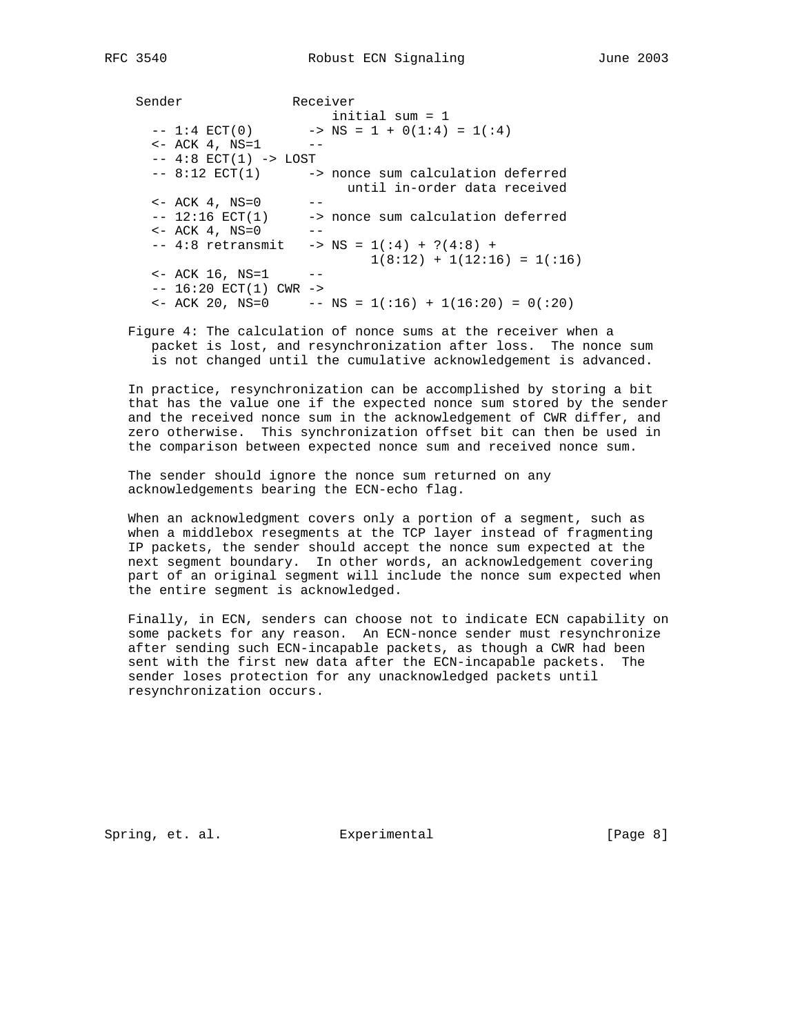```
 Sender              Receiver
                        initial sum = 1
   -- 1:4 ECT(0)       -> NS = 1 + 0(1:4) = 1(:4)
   <- ACK 4, NS=1      --
   -- 4:8 ECT(1) -> LOST
   -- 8:12 ECT(1)      -> nonce sum calculation deferred
                          until in-order data received
   <- ACK 4, NS=0      --
   -- 12:16 ECT(1)     -> nonce sum calculation deferred
   <- ACK 4, NS=0      --
   -- 4:8 retransmit   -> NS = 1(:4) + ?(4:8) +
                               1(8:12) + 1(12:16) = 1(:16)
   <- ACK 16, NS=1     --
   -- 16:20 ECT(1) CWR ->
   <- ACK 20, NS=0     -- NS = 1(:16) + 1(16:20) = 0(:20)
```

Figure 4: The calculation of nonce sums at the receiver when a packet is lost, and resynchronization after loss. The nonce sum is not changed until the cumulative acknowledgement is advanced.

In practice, resynchronization can be accomplished by storing a bit that has the value one if the expected nonce sum stored by the sender and the received nonce sum in the acknowledgement of CWR differ, and zero otherwise. This synchronization offset bit can then be used in the comparison between expected nonce sum and received nonce sum.

The sender should ignore the nonce sum returned on any acknowledgements bearing the ECN-echo flag.

When an acknowledgment covers only a portion of a segment, such as when a middlebox resegments at the TCP layer instead of fragmenting IP packets, the sender should accept the nonce sum expected at the next segment boundary. In other words, an acknowledgement covering part of an original segment will include the nonce sum expected when the entire segment is acknowledged.

Finally, in ECN, senders can choose not to indicate ECN capability on some packets for any reason. An ECN-nonce sender must resynchronize after sending such ECN-incapable packets, as though a CWR had been sent with the first new data after the ECN-incapable packets. The sender loses protection for any unacknowledged packets until resynchronization occurs.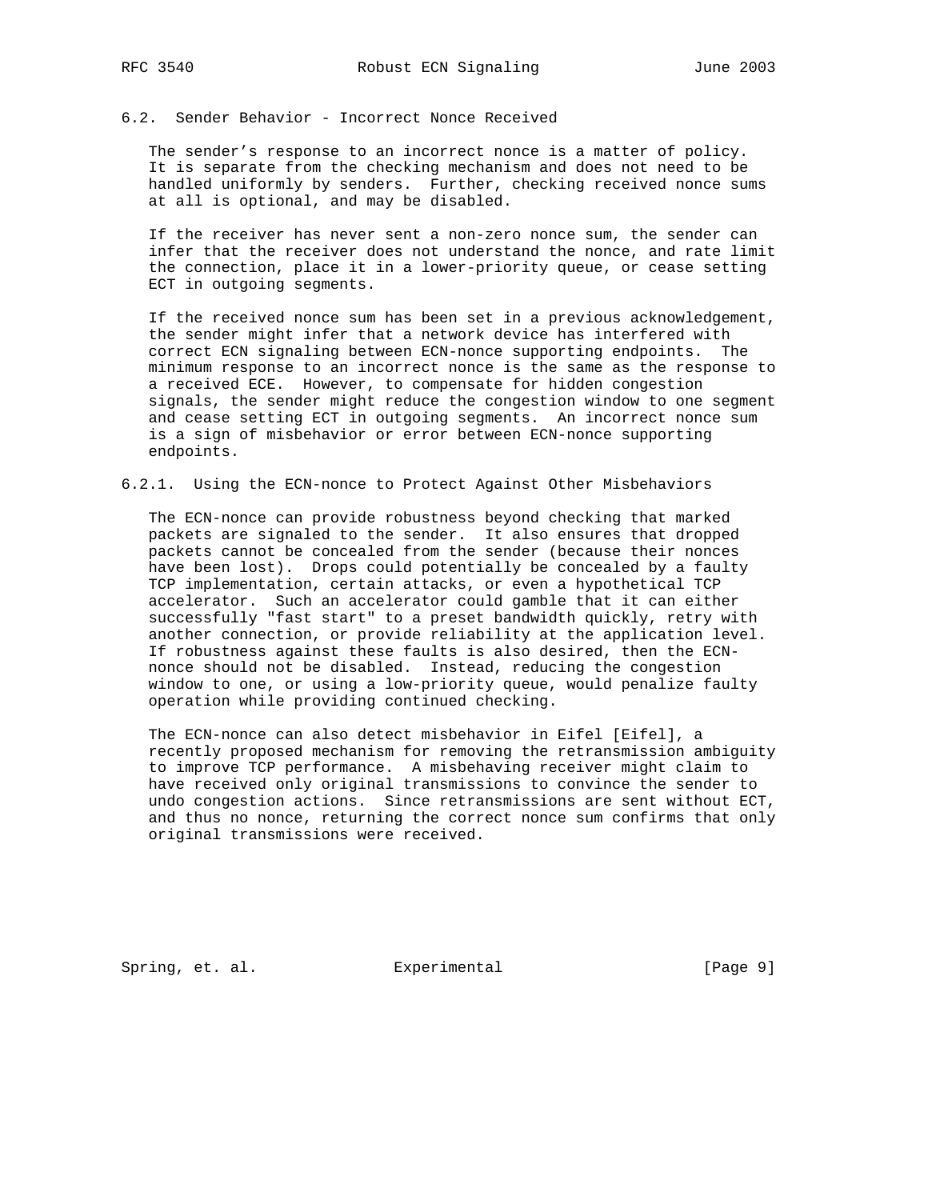## 6.2. Sender Behavior - Incorrect Nonce Received

The sender's response to an incorrect nonce is a matter of policy. It is separate from the checking mechanism and does not need to be handled uniformly by senders. Further, checking received nonce sums at all is optional, and may be disabled.

If the receiver has never sent a non-zero nonce sum, the sender can infer that the receiver does not understand the nonce, and rate limit the connection, place it in a lower-priority queue, or cease setting ECT in outgoing segments.

If the received nonce sum has been set in a previous acknowledgement, the sender might infer that a network device has interfered with correct ECN signaling between ECN-nonce supporting endpoints. The minimum response to an incorrect nonce is the same as the response to a received ECE. However, to compensate for hidden congestion signals, the sender might reduce the congestion window to one segment and cease setting ECT in outgoing segments. An incorrect nonce sum is a sign of misbehavior or error between ECN-nonce supporting endpoints.

### 6.2.1. Using the ECN-nonce to Protect Against Other Misbehaviors

The ECN-nonce can provide robustness beyond checking that marked packets are signaled to the sender. It also ensures that dropped packets cannot be concealed from the sender (because their nonces have been lost). Drops could potentially be concealed by a faulty TCP implementation, certain attacks, or even a hypothetical TCP accelerator. Such an accelerator could gamble that it can either successfully "fast start" to a preset bandwidth quickly, retry with another connection, or provide reliability at the application level. If robustness against these faults is also desired, then the ECN-nonce should not be disabled. Instead, reducing the congestion window to one, or using a low-priority queue, would penalize faulty operation while providing continued checking.

The ECN-nonce can also detect misbehavior in Eifel [Eifel], a recently proposed mechanism for removing the retransmission ambiguity to improve TCP performance. A misbehaving receiver might claim to have received only original transmissions to convince the sender to undo congestion actions. Since retransmissions are sent without ECT, and thus no nonce, returning the correct nonce sum confirms that only original transmissions were received.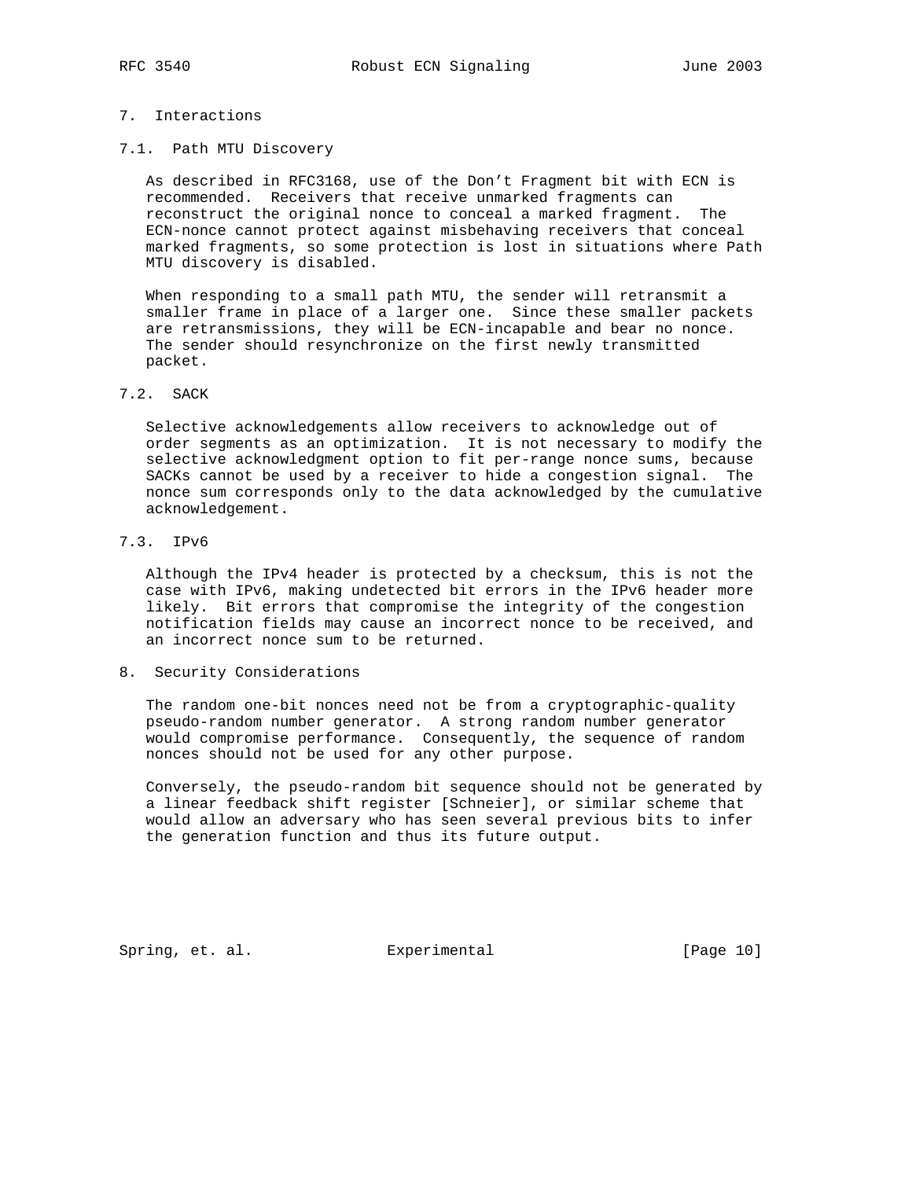## 7. Interactions

### 7.1. Path MTU Discovery

As described in RFC3168, use of the Don't Fragment bit with ECN is recommended. Receivers that receive unmarked fragments can reconstruct the original nonce to conceal a marked fragment. The ECN-nonce cannot protect against misbehaving receivers that conceal marked fragments, so some protection is lost in situations where Path MTU discovery is disabled.

When responding to a small path MTU, the sender will retransmit a smaller frame in place of a larger one. Since these smaller packets are retransmissions, they will be ECN-incapable and bear no nonce. The sender should resynchronize on the first newly transmitted packet.

### 7.2. SACK

Selective acknowledgements allow receivers to acknowledge out of order segments as an optimization. It is not necessary to modify the selective acknowledgment option to fit per-range nonce sums, because SACKs cannot be used by a receiver to hide a congestion signal. The nonce sum corresponds only to the data acknowledged by the cumulative acknowledgement.

### 7.3. IPv6

Although the IPv4 header is protected by a checksum, this is not the case with IPv6, making undetected bit errors in the IPv6 header more likely. Bit errors that compromise the integrity of the congestion notification fields may cause an incorrect nonce to be received, and an incorrect nonce sum to be returned.

## 8. Security Considerations

The random one-bit nonces need not be from a cryptographic-quality pseudo-random number generator. A strong random number generator would compromise performance. Consequently, the sequence of random nonces should not be used for any other purpose.

Conversely, the pseudo-random bit sequence should not be generated by a linear feedback shift register [Schneier], or similar scheme that would allow an adversary who has seen several previous bits to infer the generation function and thus its future output.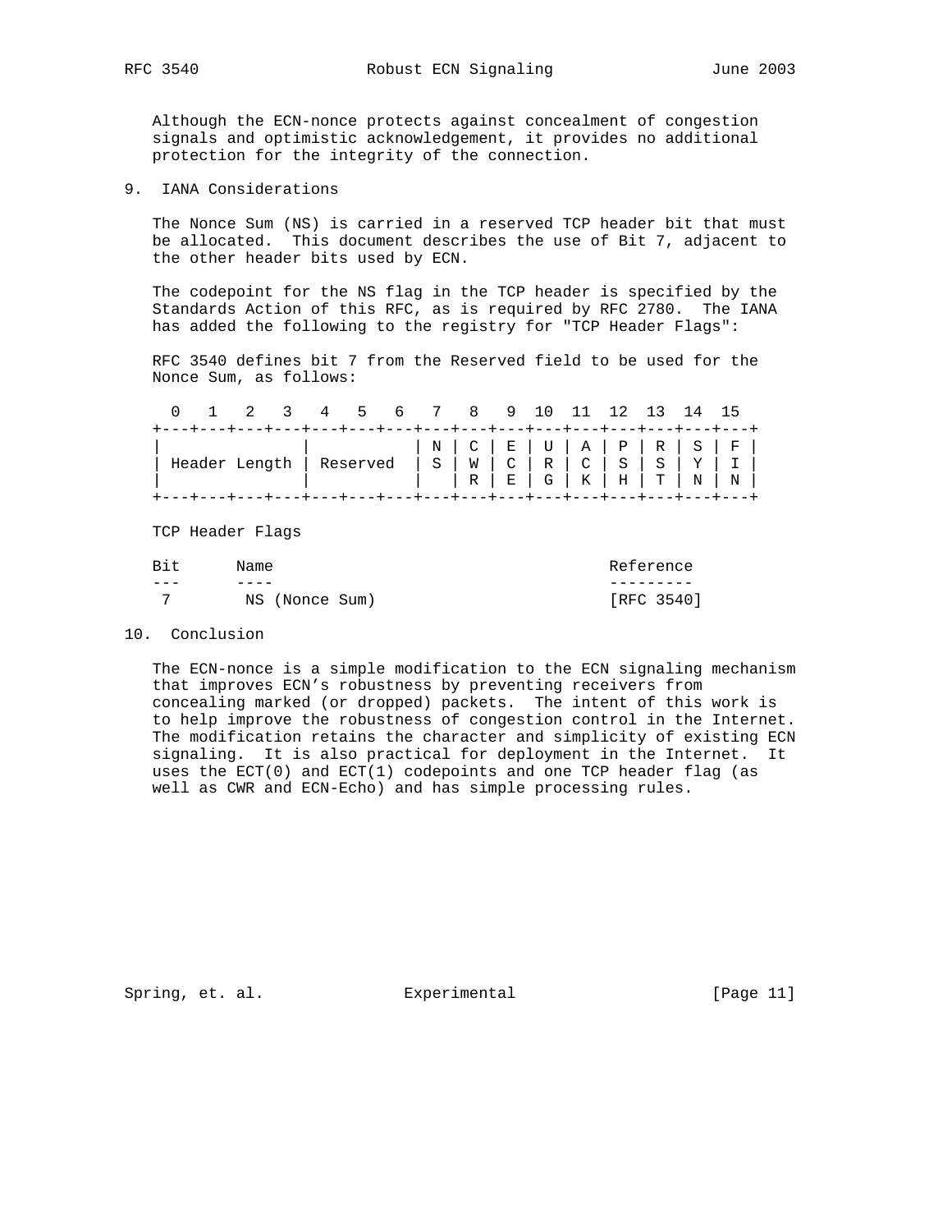Although the ECN-nonce protects against concealment of congestion signals and optimistic acknowledgement, it provides no additional protection for the integrity of the connection.

## 9. IANA Considerations

The Nonce Sum (NS) is carried in a reserved TCP header bit that must be allocated. This document describes the use of Bit 7, adjacent to the other header bits used by ECN.

The codepoint for the NS flag in the TCP header is specified by the Standards Action of this RFC, as is required by RFC 2780. The IANA has added the following to the registry for "TCP Header Flags":

RFC 3540 defines bit 7 from the Reserved field to be used for the Nonce Sum, as follows:

```
  0   1   2   3   4   5   6   7   8   9  10  11  12  13  14  15
+---+---+---+---+---+---+---+---+---+---+---+---+---+---+---+---+
|               |           | N | C | E | U | A | P | R | S | F |
| Header Length | Reserved  | S | W | C | R | C | S | S | Y | I |
|               |           |   | R | E | G | K | H | T | N | N |
+---+---+---+---+---+---+---+---+---+---+---+---+---+---+---+---+
```

TCP Header Flags

| Bit | Name | Reference |
|---|---|---|
| 7 | NS (Nonce Sum) | [RFC 3540] |

## 10. Conclusion

The ECN-nonce is a simple modification to the ECN signaling mechanism that improves ECN's robustness by preventing receivers from concealing marked (or dropped) packets. The intent of this work is to help improve the robustness of congestion control in the Internet. The modification retains the character and simplicity of existing ECN signaling. It is also practical for deployment in the Internet. It uses the ECT(0) and ECT(1) codepoints and one TCP header flag (as well as CWR and ECN-Echo) and has simple processing rules.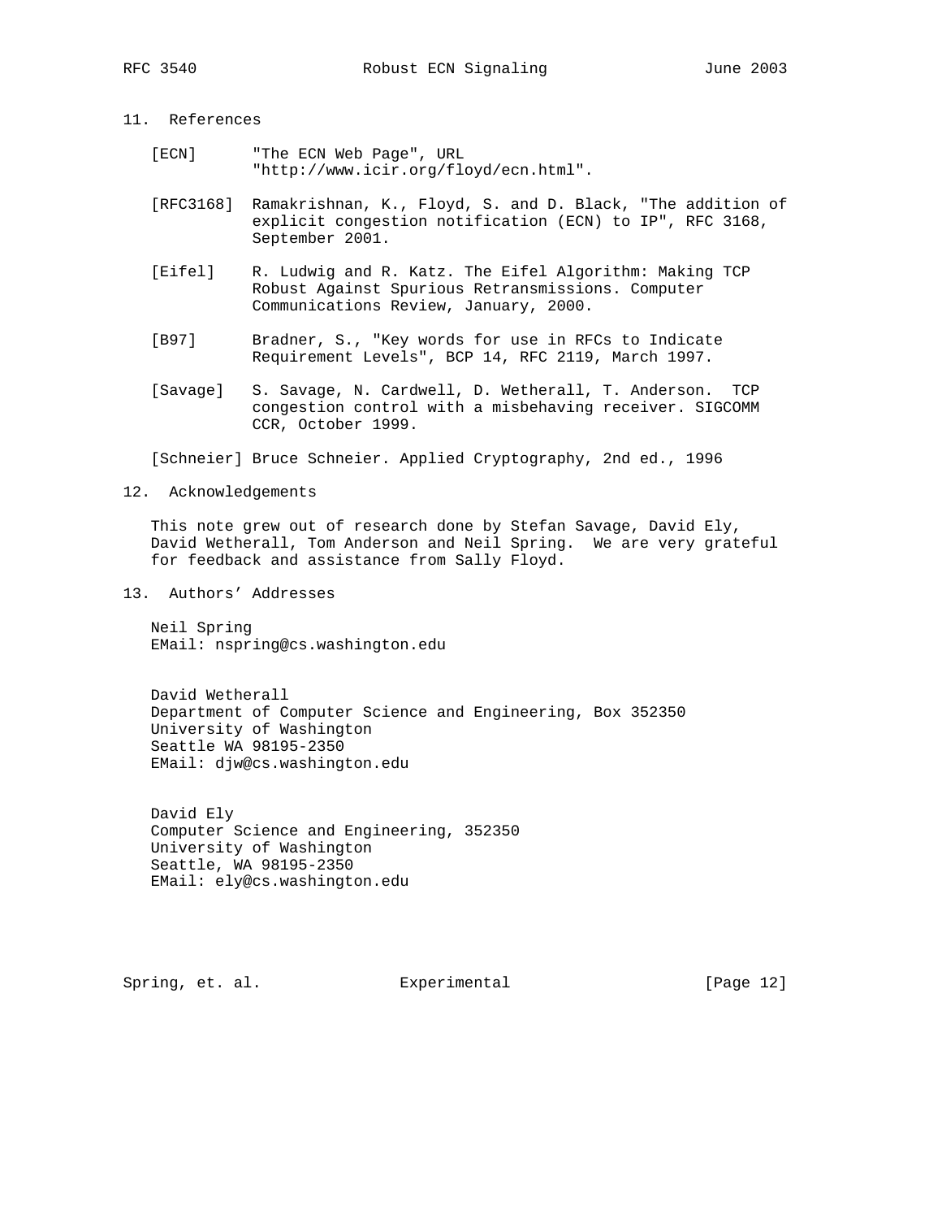## 11. References

[ECN] "The ECN Web Page", URL "http://www.icir.org/floyd/ecn.html".

[RFC3168] Ramakrishnan, K., Floyd, S. and D. Black, "The addition of explicit congestion notification (ECN) to IP", RFC 3168, September 2001.

[Eifel] R. Ludwig and R. Katz. The Eifel Algorithm: Making TCP Robust Against Spurious Retransmissions. Computer Communications Review, January, 2000.

[B97] Bradner, S., "Key words for use in RFCs to Indicate Requirement Levels", BCP 14, RFC 2119, March 1997.

[Savage] S. Savage, N. Cardwell, D. Wetherall, T. Anderson. TCP congestion control with a misbehaving receiver. SIGCOMM CCR, October 1999.

[Schneier] Bruce Schneier. Applied Cryptography, 2nd ed., 1996

## 12. Acknowledgements

This note grew out of research done by Stefan Savage, David Ely, David Wetherall, Tom Anderson and Neil Spring. We are very grateful for feedback and assistance from Sally Floyd.

## 13. Authors' Addresses

Neil Spring
EMail: nspring@cs.washington.edu

David Wetherall
Department of Computer Science and Engineering, Box 352350
University of Washington
Seattle WA 98195-2350
EMail: djw@cs.washington.edu

David Ely
Computer Science and Engineering, 352350
University of Washington
Seattle, WA 98195-2350
EMail: ely@cs.washington.edu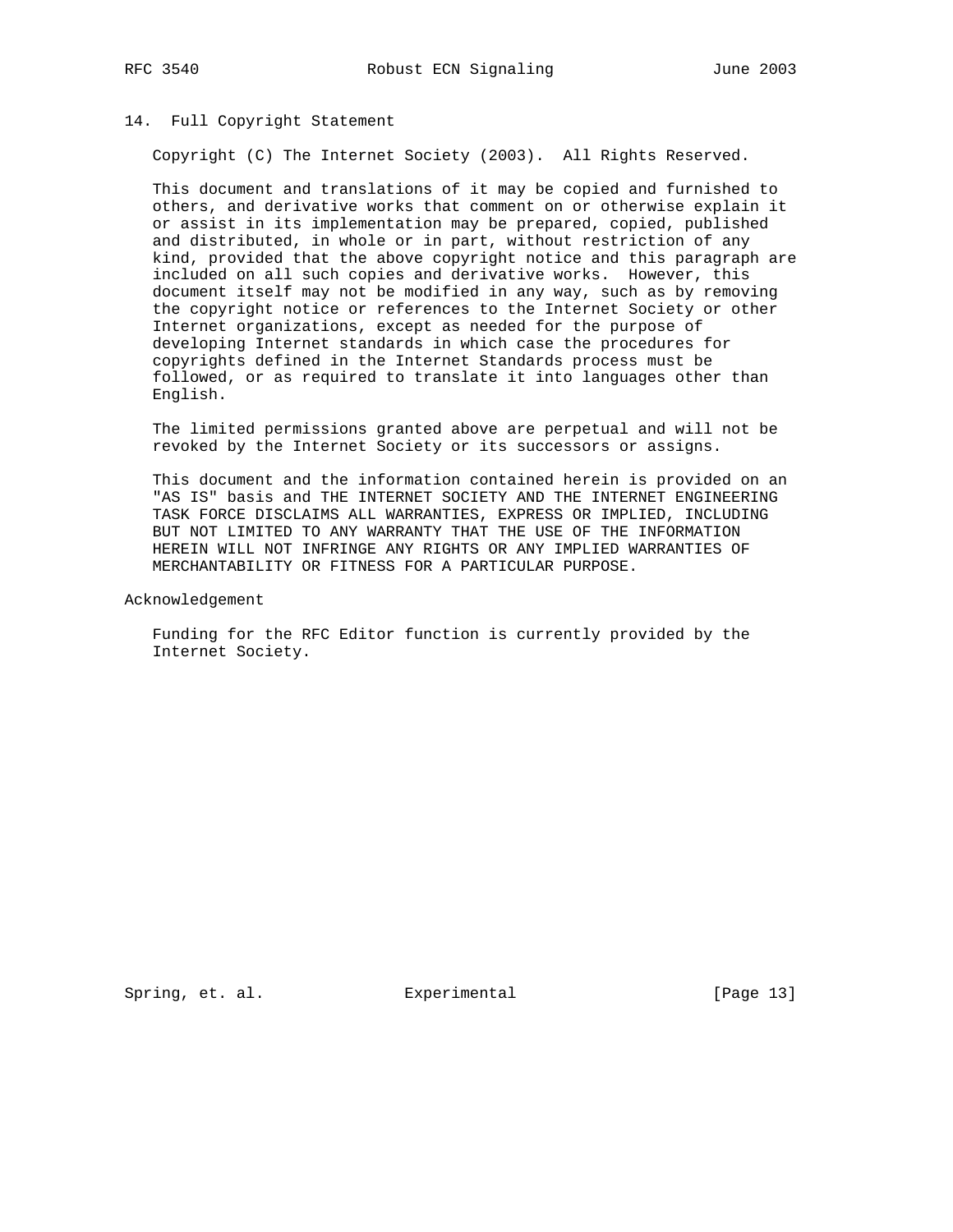## 14. Full Copyright Statement

Copyright (C) The Internet Society (2003). All Rights Reserved.

This document and translations of it may be copied and furnished to others, and derivative works that comment on or otherwise explain it or assist in its implementation may be prepared, copied, published and distributed, in whole or in part, without restriction of any kind, provided that the above copyright notice and this paragraph are included on all such copies and derivative works. However, this document itself may not be modified in any way, such as by removing the copyright notice or references to the Internet Society or other Internet organizations, except as needed for the purpose of developing Internet standards in which case the procedures for copyrights defined in the Internet Standards process must be followed, or as required to translate it into languages other than English.

The limited permissions granted above are perpetual and will not be revoked by the Internet Society or its successors or assigns.

This document and the information contained herein is provided on an "AS IS" basis and THE INTERNET SOCIETY AND THE INTERNET ENGINEERING TASK FORCE DISCLAIMS ALL WARRANTIES, EXPRESS OR IMPLIED, INCLUDING BUT NOT LIMITED TO ANY WARRANTY THAT THE USE OF THE INFORMATION HEREIN WILL NOT INFRINGE ANY RIGHTS OR ANY IMPLIED WARRANTIES OF MERCHANTABILITY OR FITNESS FOR A PARTICULAR PURPOSE.

## Acknowledgement

Funding for the RFC Editor function is currently provided by the Internet Society.